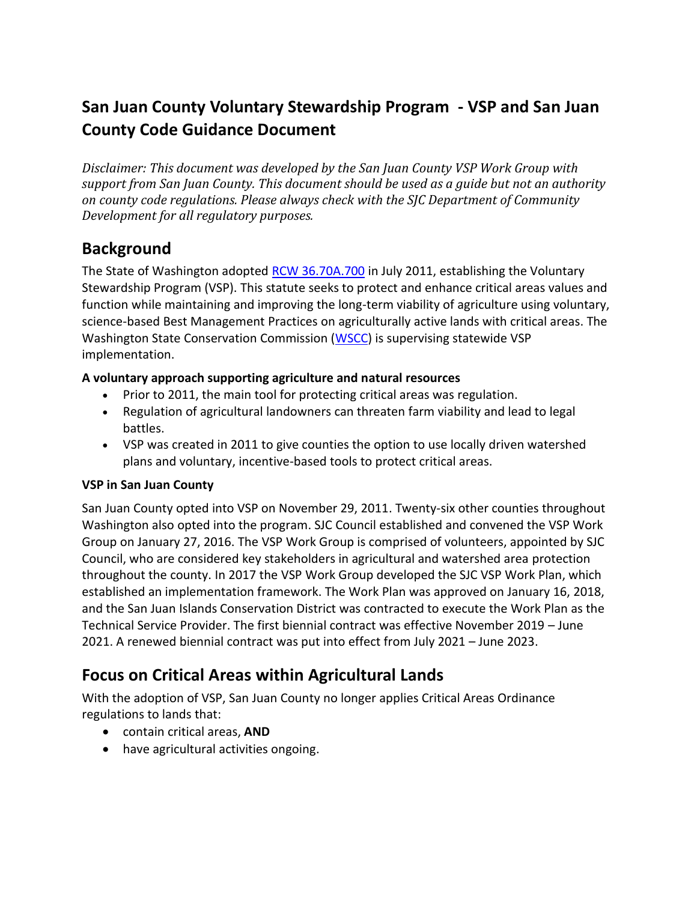# San Juan County Voluntary Stewardship Program - VSP and San Juan County Code Guidance Document

*Disclaimer: This document was developed by the San Juan County VSP Work Group with support from San Juan County. This document should be used as a guide but not an authority on county code regulations. Please always check with the SJC Department of Community Development for all regulatory purposes.*

## Background

The State of Washington adopted RCW 36.70A.700 in July 2011, establishing the Voluntary Stewardship Program (VSP). This statute seeks to protect and enhance critical areas values and function while maintaining and improving the long-term viability of agriculture using voluntary, science-based Best Management Practices on agriculturally active lands with critical areas. The Washington State Conservation Commission (WSCC) is supervising statewide VSP implementation.

### A voluntary approach supporting agriculture and natural resources

- Prior to 2011, the main tool for protecting critical areas was regulation.
- Regulation of agricultural landowners can threaten farm viability and lead to legal battles.
- VSP was created in 2011 to give counties the option to use locally driven watershed plans and voluntary, incentive-based tools to protect critical areas.

### VSP in San Juan County

San Juan County opted into VSP on November 29, 2011. Twenty-six other counties throughout Washington also opted into the program. SJC Council established and convened the VSP Work Group on January 27, 2016. The VSP Work Group is comprised of volunteers, appointed by SJC Council, who are considered key stakeholders in agricultural and watershed area protection throughout the county. In 2017 the VSP Work Group developed the SJC VSP Work Plan, which established an implementation framework. The Work Plan was approved on January 16, 2018, and the San Juan Islands Conservation District was contracted to execute the Work Plan as the Technical Service Provider. The first biennial contract was effective November 2019 – June 2021. A renewed biennial contract was put into effect from July 2021 – June 2023.

## Focus on Critical Areas within Agricultural Lands

With the adoption of VSP, San Juan County no longer applies Critical Areas Ordinance regulations to lands that:

- contain critical areas, **AND**
- have agricultural activities ongoing.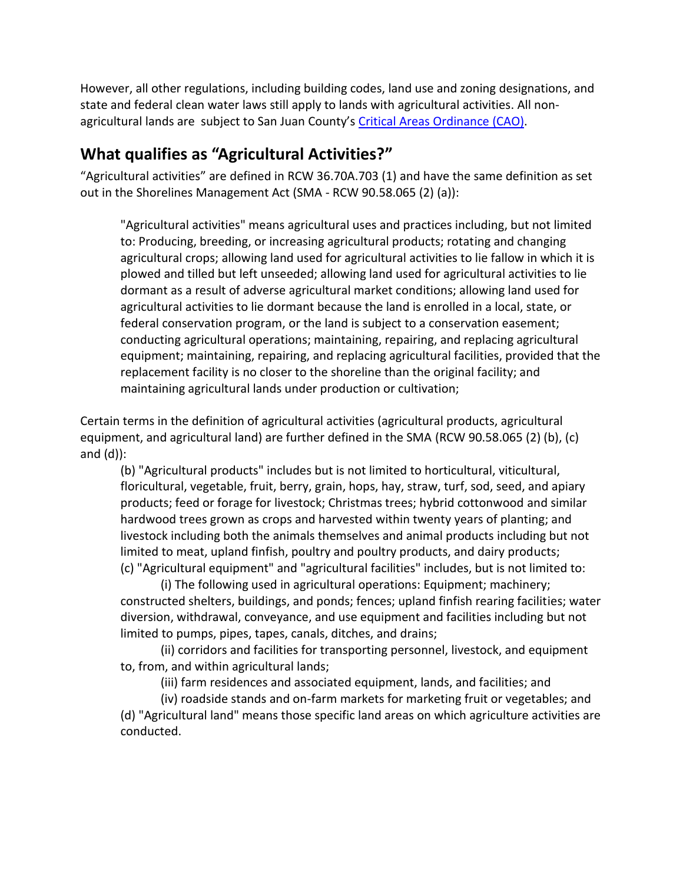However, all other regulations, including building codes, land use and zoning designations, and state and federal clean water laws still apply to lands with agricultural activities. All non-agricultural lands are subject to San Juan County's [Critical Areas Ordinance (CAO)](#).

## What qualifies as "Agricultural Activities?"

"Agricultural activities" are defined in RCW 36.70A.703 (1) and have the same definition as set out in the Shorelines Management Act (SMA - RCW 90.58.065 (2) (a)):

> "Agricultural activities" means agricultural uses and practices including, but not limited to: Producing, breeding, or increasing agricultural products; rotating and changing agricultural crops; allowing land used for agricultural activities to lie fallow in which it is plowed and tilled but left unseeded; allowing land used for agricultural activities to lie dormant as a result of adverse agricultural market conditions; allowing land used for agricultural activities to lie dormant because the land is enrolled in a local, state, or federal conservation program, or the land is subject to a conservation easement; conducting agricultural operations; maintaining, repairing, and replacing agricultural equipment; maintaining, repairing, and replacing agricultural facilities, provided that the replacement facility is no closer to the shoreline than the original facility; and maintaining agricultural lands under production or cultivation;

Certain terms in the definition of agricultural activities (agricultural products, agricultural equipment, and agricultural land) are further defined in the SMA (RCW 90.58.065 (2) (b), (c) and (d)):

> (b) "Agricultural products" includes but is not limited to horticultural, viticultural, floricultural, vegetable, fruit, berry, grain, hops, hay, straw, turf, sod, seed, and apiary products; feed or forage for livestock; Christmas trees; hybrid cottonwood and similar hardwood trees grown as crops and harvested within twenty years of planting; and livestock including both the animals themselves and animal products including but not limited to meat, upland finfish, poultry and poultry products, and dairy products;
>
> (c) "Agricultural equipment" and "agricultural facilities" includes, but is not limited to:
>
> (i) The following used in agricultural operations: Equipment; machinery; constructed shelters, buildings, and ponds; fences; upland finfish rearing facilities; water diversion, withdrawal, conveyance, and use equipment and facilities including but not limited to pumps, pipes, tapes, canals, ditches, and drains;
>
> (ii) corridors and facilities for transporting personnel, livestock, and equipment to, from, and within agricultural lands;
>
> (iii) farm residences and associated equipment, lands, and facilities; and
>
> (iv) roadside stands and on-farm markets for marketing fruit or vegetables; and
>
> (d) "Agricultural land" means those specific land areas on which agriculture activities are conducted.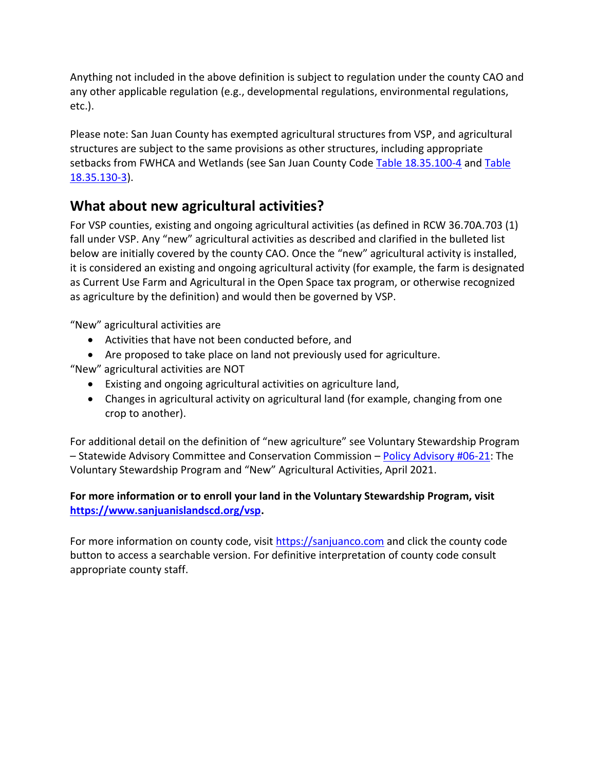Anything not included in the above definition is subject to regulation under the county CAO and any other applicable regulation (e.g., developmental regulations, environmental regulations, etc.).

Please note: San Juan County has exempted agricultural structures from VSP, and agricultural structures are subject to the same provisions as other structures, including appropriate setbacks from FWHCA and Wetlands (see San Juan County Code [Table 18.35.100-4]() and [Table 18.35.130-3]()).

## What about new agricultural activities?

For VSP counties, existing and ongoing agricultural activities (as defined in RCW 36.70A.703 (1) fall under VSP. Any "new" agricultural activities as described and clarified in the bulleted list below are initially covered by the county CAO. Once the "new" agricultural activity is installed, it is considered an existing and ongoing agricultural activity (for example, the farm is designated as Current Use Farm and Agricultural in the Open Space tax program, or otherwise recognized as agriculture by the definition) and would then be governed by VSP.

"New" agricultural activities are

- Activities that have not been conducted before, and
- Are proposed to take place on land not previously used for agriculture.

"New" agricultural activities are NOT

- Existing and ongoing agricultural activities on agriculture land,
- Changes in agricultural activity on agricultural land (for example, changing from one crop to another).

For additional detail on the definition of "new agriculture" see Voluntary Stewardship Program – Statewide Advisory Committee and Conservation Commission – [Policy Advisory #06-21](): The Voluntary Stewardship Program and "New" Agricultural Activities, April 2021.

**For more information or to enroll your land in the Voluntary Stewardship Program, visit [https://www.sanjuanislandscd.org/vsp](https://www.sanjuanislandscd.org/vsp).**

For more information on county code, visit [https://sanjuanco.com](https://sanjuanco.com) and click the county code button to access a searchable version. For definitive interpretation of county code consult appropriate county staff.